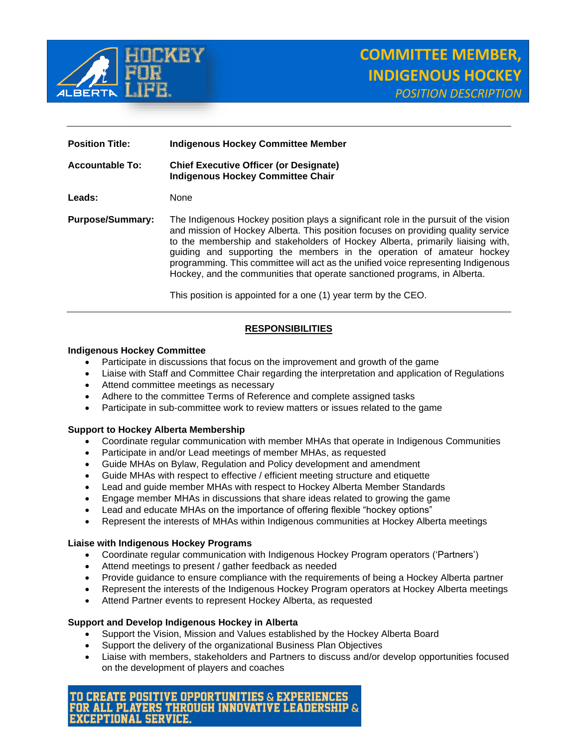# COMMITTEE MEMBER, INDIGENOUS HOCKEY

*POSITION DESCRIPTION*

---

**Position Title:** **Indigenous Hockey Committee Member**

**Accountable To:** **Chief Executive Officer (or Designate)**
**Indigenous Hockey Committee Chair**

**Leads:** None

**Purpose/Summary:** The Indigenous Hockey position plays a significant role in the pursuit of the vision and mission of Hockey Alberta. This position focuses on providing quality service to the membership and stakeholders of Hockey Alberta, primarily liaising with, guiding and supporting the members in the operation of amateur hockey programming. This committee will act as the unified voice representing Indigenous Hockey, and the communities that operate sanctioned programs, in Alberta.

This position is appointed for a one (1) year term by the CEO.

---

## RESPONSIBILITIES

### Indigenous Hockey Committee

- Participate in discussions that focus on the improvement and growth of the game
- Liaise with Staff and Committee Chair regarding the interpretation and application of Regulations
- Attend committee meetings as necessary
- Adhere to the committee Terms of Reference and complete assigned tasks
- Participate in sub-committee work to review matters or issues related to the game

### Support to Hockey Alberta Membership

- Coordinate regular communication with member MHAs that operate in Indigenous Communities
- Participate in and/or Lead meetings of member MHAs, as requested
- Guide MHAs on Bylaw, Regulation and Policy development and amendment
- Guide MHAs with respect to effective / efficient meeting structure and etiquette
- Lead and guide member MHAs with respect to Hockey Alberta Member Standards
- Engage member MHAs in discussions that share ideas related to growing the game
- Lead and educate MHAs on the importance of offering flexible "hockey options"
- Represent the interests of MHAs within Indigenous communities at Hockey Alberta meetings

### Liaise with Indigenous Hockey Programs

- Coordinate regular communication with Indigenous Hockey Program operators ('Partners')
- Attend meetings to present / gather feedback as needed
- Provide guidance to ensure compliance with the requirements of being a Hockey Alberta partner
- Represent the interests of the Indigenous Hockey Program operators at Hockey Alberta meetings
- Attend Partner events to represent Hockey Alberta, as requested

### Support and Develop Indigenous Hockey in Alberta

- Support the Vision, Mission and Values established by the Hockey Alberta Board
- Support the delivery of the organizational Business Plan Objectives
- Liaise with members, stakeholders and Partners to discuss and/or develop opportunities focused on the development of players and coaches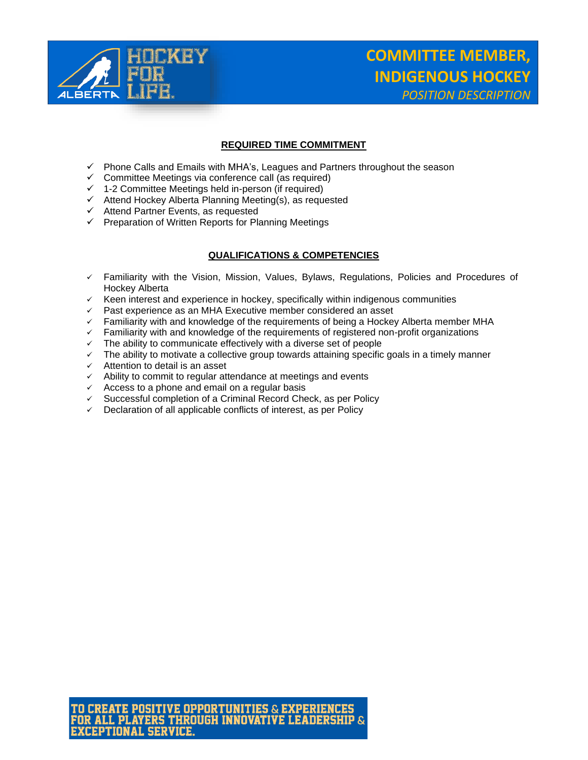## REQUIRED TIME COMMITMENT

- Phone Calls and Emails with MHA's, Leagues and Partners throughout the season
- Committee Meetings via conference call (as required)
- 1-2 Committee Meetings held in-person (if required)
- Attend Hockey Alberta Planning Meeting(s), as requested
- Attend Partner Events, as requested
- Preparation of Written Reports for Planning Meetings

## QUALIFICATIONS & COMPETENCIES

- Familiarity with the Vision, Mission, Values, Bylaws, Regulations, Policies and Procedures of Hockey Alberta
- Keen interest and experience in hockey, specifically within indigenous communities
- Past experience as an MHA Executive member considered an asset
- Familiarity with and knowledge of the requirements of being a Hockey Alberta member MHA
- Familiarity with and knowledge of the requirements of registered non-profit organizations
- The ability to communicate effectively with a diverse set of people
- The ability to motivate a collective group towards attaining specific goals in a timely manner
- Attention to detail is an asset
- Ability to commit to regular attendance at meetings and events
- Access to a phone and email on a regular basis
- Successful completion of a Criminal Record Check, as per Policy
- Declaration of all applicable conflicts of interest, as per Policy